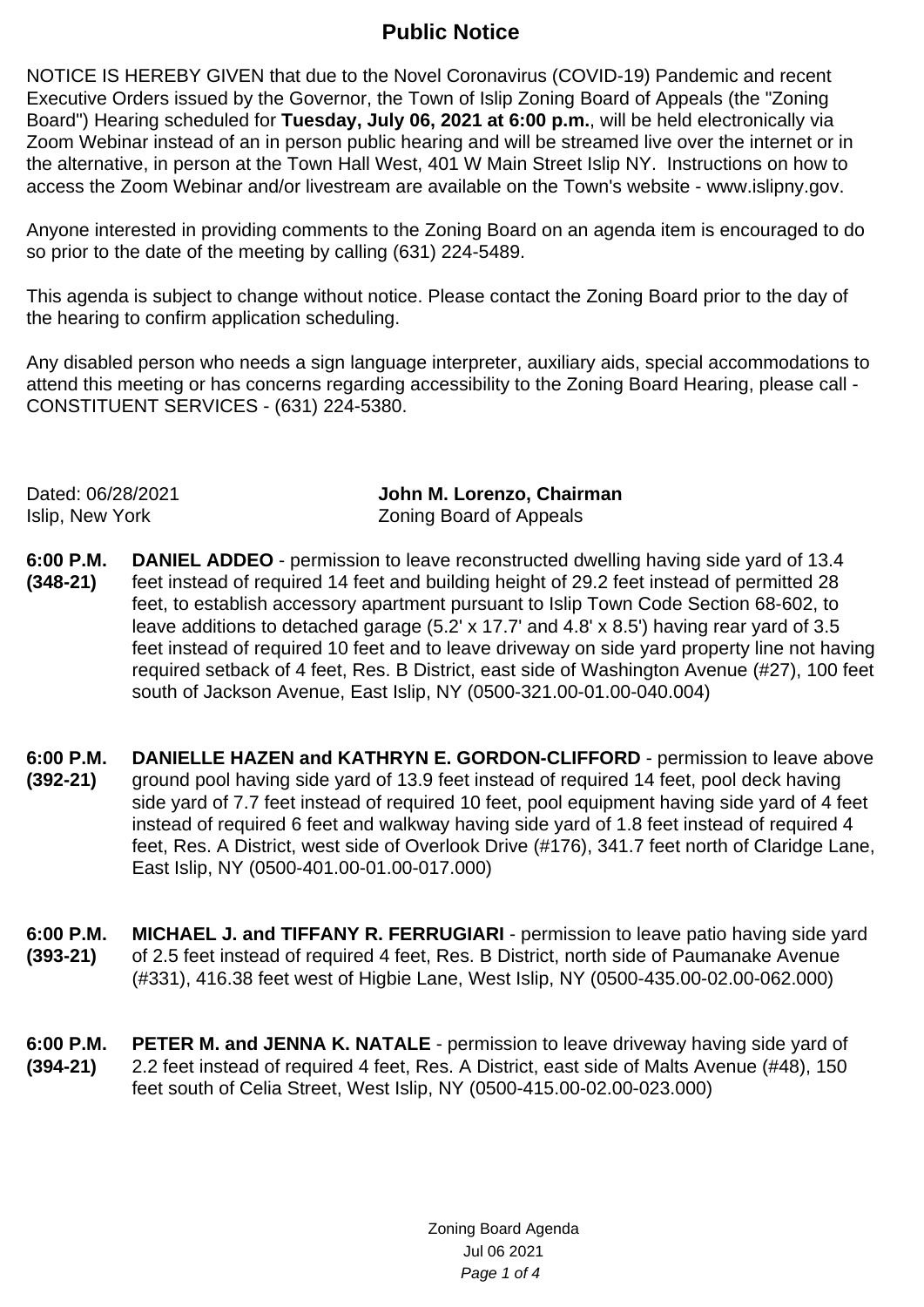# Public Notice

NOTICE IS HEREBY GIVEN that due to the Novel Coronavirus (COVID-19) Pandemic and recent Executive Orders issued by the Governor, the Town of Islip Zoning Board of Appeals (the "Zoning Board") Hearing scheduled for **Tuesday, July 06, 2021 at 6:00 p.m.**, will be held electronically via Zoom Webinar instead of an in person public hearing and will be streamed live over the internet or in the alternative, in person at the Town Hall West, 401 W Main Street Islip NY. Instructions on how to access the Zoom Webinar and/or livestream are available on the Town's website - www.islipny.gov.

Anyone interested in providing comments to the Zoning Board on an agenda item is encouraged to do so prior to the date of the meeting by calling (631) 224-5489.

This agenda is subject to change without notice. Please contact the Zoning Board prior to the day of the hearing to confirm application scheduling.

Any disabled person who needs a sign language interpreter, auxiliary aids, special accommodations to attend this meeting or has concerns regarding accessibility to the Zoning Board Hearing, please call - CONSTITUENT SERVICES - (631) 224-5380.

Dated: 06/28/2021
Islip, New York

**John M. Lorenzo, Chairman**
Zoning Board of Appeals

**6:00 P.M. (348-21)** **DANIEL ADDEO** - permission to leave reconstructed dwelling having side yard of 13.4 feet instead of required 14 feet and building height of 29.2 feet instead of permitted 28 feet, to establish accessory apartment pursuant to Islip Town Code Section 68-602, to leave additions to detached garage (5.2' x 17.7' and 4.8' x 8.5') having rear yard of 3.5 feet instead of required 10 feet and to leave driveway on side yard property line not having required setback of 4 feet, Res. B District, east side of Washington Avenue (#27), 100 feet south of Jackson Avenue, East Islip, NY (0500-321.00-01.00-040.004)

**6:00 P.M. (392-21)** **DANIELLE HAZEN and KATHRYN E. GORDON-CLIFFORD** - permission to leave above ground pool having side yard of 13.9 feet instead of required 14 feet, pool deck having side yard of 7.7 feet instead of required 10 feet, pool equipment having side yard of 4 feet instead of required 6 feet and walkway having side yard of 1.8 feet instead of required 4 feet, Res. A District, west side of Overlook Drive (#176), 341.7 feet north of Claridge Lane, East Islip, NY (0500-401.00-01.00-017.000)

**6:00 P.M. (393-21)** **MICHAEL J. and TIFFANY R. FERRUGIARI** - permission to leave patio having side yard of 2.5 feet instead of required 4 feet, Res. B District, north side of Paumanake Avenue (#331), 416.38 feet west of Higbie Lane, West Islip, NY (0500-435.00-02.00-062.000)

**6:00 P.M. (394-21)** **PETER M. and JENNA K. NATALE** - permission to leave driveway having side yard of 2.2 feet instead of required 4 feet, Res. A District, east side of Malts Avenue (#48), 150 feet south of Celia Street, West Islip, NY (0500-415.00-02.00-023.000)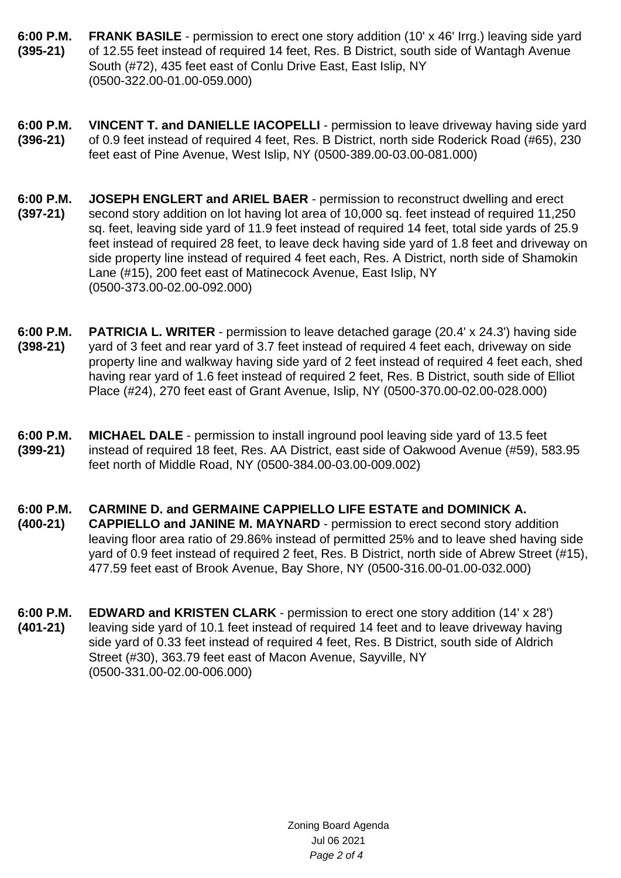**6:00 P.M.**
**(395-21)**

**FRANK BASILE** - permission to erect one story addition (10' x 46' Irrg.) leaving side yard of 12.55 feet instead of required 14 feet, Res. B District, south side of Wantagh Avenue South (#72), 435 feet east of Conlu Drive East, East Islip, NY (0500-322.00-01.00-059.000)

**6:00 P.M.**
**(396-21)**

**VINCENT T. and DANIELLE IACOPELLI** - permission to leave driveway having side yard of 0.9 feet instead of required 4 feet, Res. B District, north side Roderick Road (#65), 230 feet east of Pine Avenue, West Islip, NY (0500-389.00-03.00-081.000)

**6:00 P.M.**
**(397-21)**

**JOSEPH ENGLERT and ARIEL BAER** - permission to reconstruct dwelling and erect second story addition on lot having lot area of 10,000 sq. feet instead of required 11,250 sq. feet, leaving side yard of 11.9 feet instead of required 14 feet, total side yards of 25.9 feet instead of required 28 feet, to leave deck having side yard of 1.8 feet and driveway on side property line instead of required 4 feet each, Res. A District, north side of Shamokin Lane (#15), 200 feet east of Matinecock Avenue, East Islip, NY (0500-373.00-02.00-092.000)

**6:00 P.M.**
**(398-21)**

**PATRICIA L. WRITER** - permission to leave detached garage (20.4' x 24.3') having side yard of 3 feet and rear yard of 3.7 feet instead of required 4 feet each, driveway on side property line and walkway having side yard of 2 feet instead of required 4 feet each, shed having rear yard of 1.6 feet instead of required 2 feet, Res. B District, south side of Elliot Place (#24), 270 feet east of Grant Avenue, Islip, NY (0500-370.00-02.00-028.000)

**6:00 P.M.**
**(399-21)**

**MICHAEL DALE** - permission to install inground pool leaving side yard of 13.5 feet instead of required 18 feet, Res. AA District, east side of Oakwood Avenue (#59), 583.95 feet north of Middle Road, NY (0500-384.00-03.00-009.002)

**6:00 P.M.**
**(400-21)**

**CARMINE D. and GERMAINE CAPPIELLO LIFE ESTATE and DOMINICK A. CAPPIELLO and JANINE M. MAYNARD** - permission to erect second story addition leaving floor area ratio of 29.86% instead of permitted 25% and to leave shed having side yard of 0.9 feet instead of required 2 feet, Res. B District, north side of Abrew Street (#15), 477.59 feet east of Brook Avenue, Bay Shore, NY (0500-316.00-01.00-032.000)

**6:00 P.M.**
**(401-21)**

**EDWARD and KRISTEN CLARK** - permission to erect one story addition (14' x 28') leaving side yard of 10.1 feet instead of required 14 feet and to leave driveway having side yard of 0.33 feet instead of required 4 feet, Res. B District, south side of Aldrich Street (#30), 363.79 feet east of Macon Avenue, Sayville, NY (0500-331.00-02.00-006.000)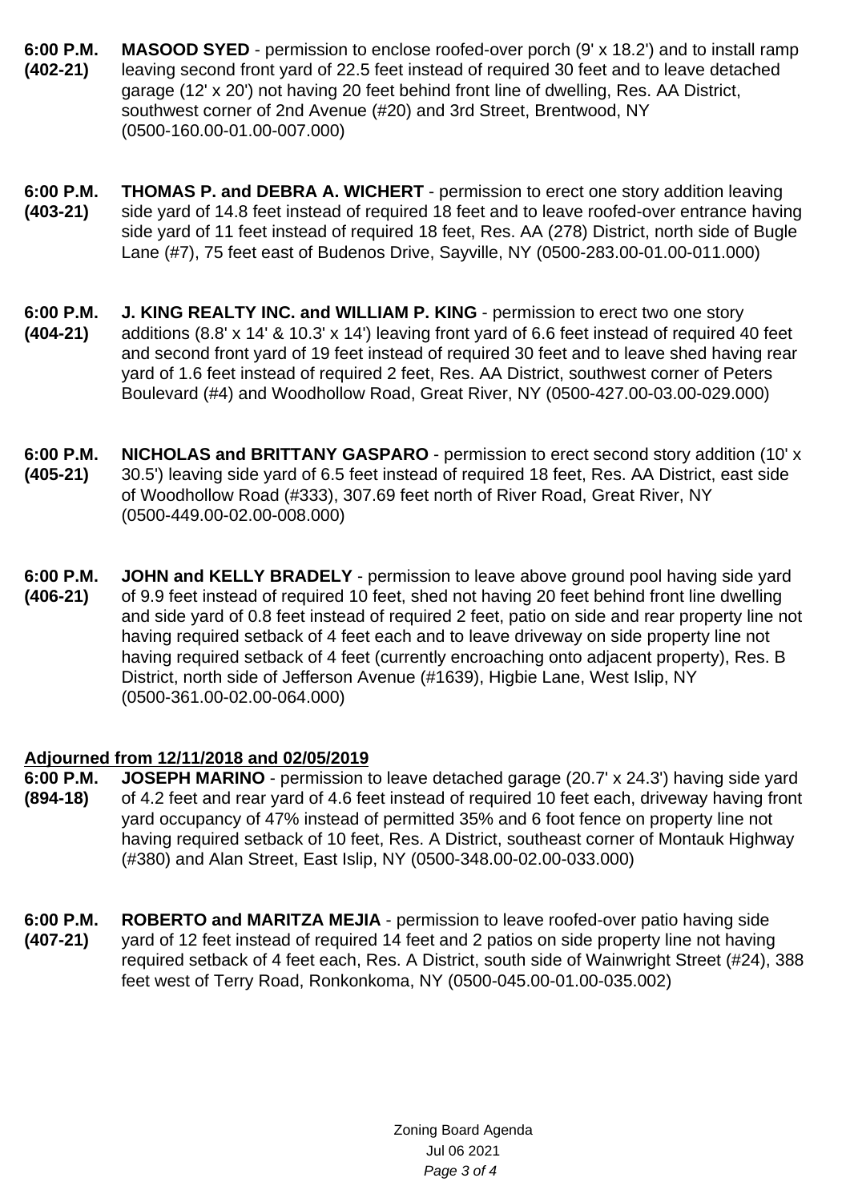**6:00 P.M.** **(402-21)** **MASOOD SYED** - permission to enclose roofed-over porch (9' x 18.2') and to install ramp leaving second front yard of 22.5 feet instead of required 30 feet and to leave detached garage (12' x 20') not having 20 feet behind front line of dwelling, Res. AA District, southwest corner of 2nd Avenue (#20) and 3rd Street, Brentwood, NY (0500-160.00-01.00-007.000)

**6:00 P.M.** **(403-21)** **THOMAS P. and DEBRA A. WICHERT** - permission to erect one story addition leaving side yard of 14.8 feet instead of required 18 feet and to leave roofed-over entrance having side yard of 11 feet instead of required 18 feet, Res. AA (278) District, north side of Bugle Lane (#7), 75 feet east of Budenos Drive, Sayville, NY (0500-283.00-01.00-011.000)

**6:00 P.M.** **(404-21)** **J. KING REALTY INC. and WILLIAM P. KING** - permission to erect two one story additions (8.8' x 14' & 10.3' x 14') leaving front yard of 6.6 feet instead of required 40 feet and second front yard of 19 feet instead of required 30 feet and to leave shed having rear yard of 1.6 feet instead of required 2 feet, Res. AA District, southwest corner of Peters Boulevard (#4) and Woodhollow Road, Great River, NY (0500-427.00-03.00-029.000)

**6:00 P.M.** **(405-21)** **NICHOLAS and BRITTANY GASPARO** - permission to erect second story addition (10' x 30.5') leaving side yard of 6.5 feet instead of required 18 feet, Res. AA District, east side of Woodhollow Road (#333), 307.69 feet north of River Road, Great River, NY (0500-449.00-02.00-008.000)

**6:00 P.M.** **(406-21)** **JOHN and KELLY BRADELY** - permission to leave above ground pool having side yard of 9.9 feet instead of required 10 feet, shed not having 20 feet behind front line dwelling and side yard of 0.8 feet instead of required 2 feet, patio on side and rear property line not having required setback of 4 feet each and to leave driveway on side property line not having required setback of 4 feet (currently encroaching onto adjacent property), Res. B District, north side of Jefferson Avenue (#1639), Higbie Lane, West Islip, NY (0500-361.00-02.00-064.000)

**Adjourned from 12/11/2018 and 02/05/2019**

**6:00 P.M.** **(894-18)** **JOSEPH MARINO** - permission to leave detached garage (20.7' x 24.3') having side yard of 4.2 feet and rear yard of 4.6 feet instead of required 10 feet each, driveway having front yard occupancy of 47% instead of permitted 35% and 6 foot fence on property line not having required setback of 10 feet, Res. A District, southeast corner of Montauk Highway (#380) and Alan Street, East Islip, NY (0500-348.00-02.00-033.000)

**6:00 P.M.** **(407-21)** **ROBERTO and MARITZA MEJIA** - permission to leave roofed-over patio having side yard of 12 feet instead of required 14 feet and 2 patios on side property line not having required setback of 4 feet each, Res. A District, south side of Wainwright Street (#24), 388 feet west of Terry Road, Ronkonkoma, NY (0500-045.00-01.00-035.002)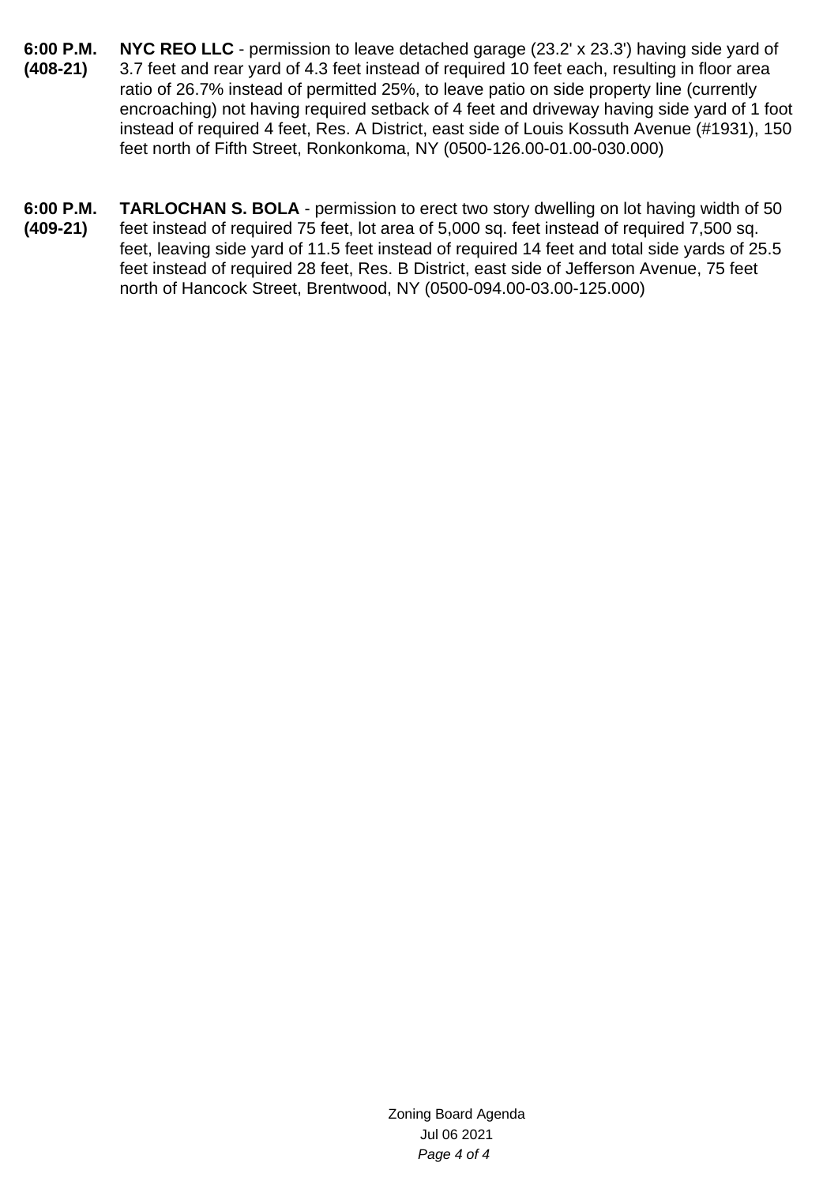**6:00 P.M.**
**(408-21)**

**NYC REO LLC** - permission to leave detached garage (23.2' x 23.3') having side yard of 3.7 feet and rear yard of 4.3 feet instead of required 10 feet each, resulting in floor area ratio of 26.7% instead of permitted 25%, to leave patio on side property line (currently encroaching) not having required setback of 4 feet and driveway having side yard of 1 foot instead of required 4 feet, Res. A District, east side of Louis Kossuth Avenue (#1931), 150 feet north of Fifth Street, Ronkonkoma, NY (0500-126.00-01.00-030.000)

**6:00 P.M.**
**(409-21)**

**TARLOCHAN S. BOLA** - permission to erect two story dwelling on lot having width of 50 feet instead of required 75 feet, lot area of 5,000 sq. feet instead of required 7,500 sq. feet, leaving side yard of 11.5 feet instead of required 14 feet and total side yards of 25.5 feet instead of required 28 feet, Res. B District, east side of Jefferson Avenue, 75 feet north of Hancock Street, Brentwood, NY (0500-094.00-03.00-125.000)